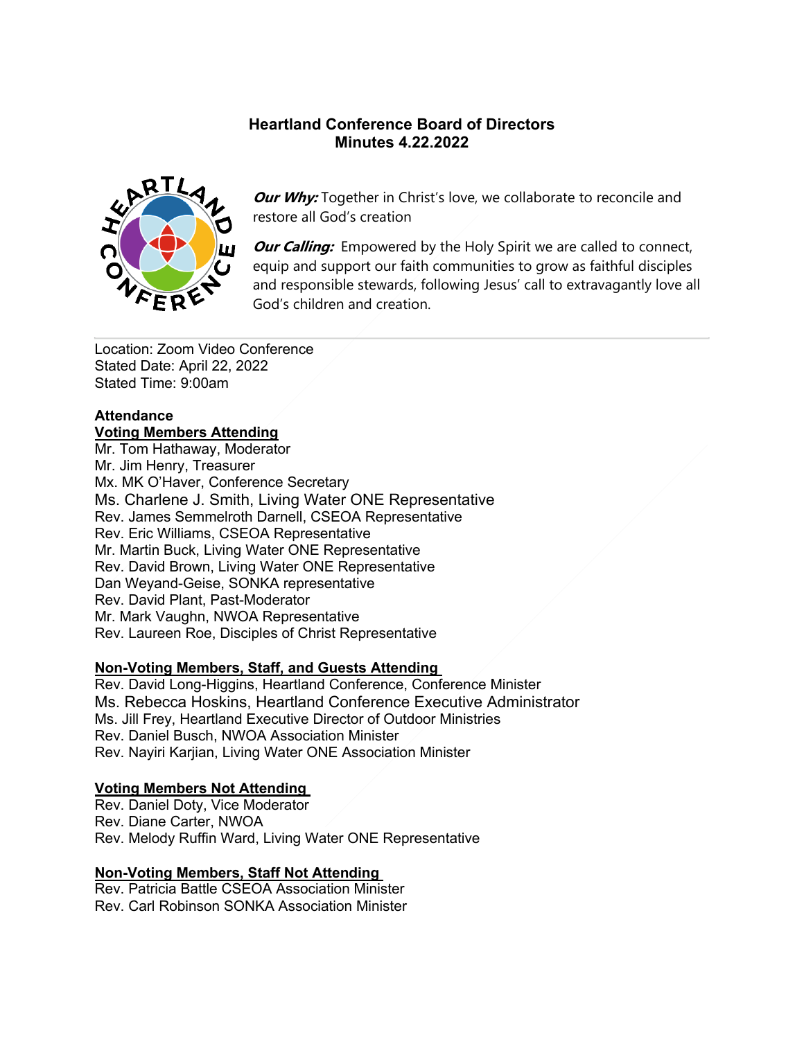# Heartland Conference Board of Directors
## Minutes 4.22.2022

***Our Why:*** Together in Christ's love, we collaborate to reconcile and restore all God's creation

***Our Calling:*** Empowered by the Holy Spirit we are called to connect, equip and support our faith communities to grow as faithful disciples and responsible stewards, following Jesus' call to extravagantly love all God's children and creation.

---

Location: Zoom Video Conference
Stated Date: April 22, 2022
Stated Time: 9:00am

**Attendance**

**Voting Members Attending**

Mr. Tom Hathaway, Moderator
Mr. Jim Henry, Treasurer
Mx. MK O'Haver, Conference Secretary
Ms. Charlene J. Smith, Living Water ONE Representative
Rev. James Semmelroth Darnell, CSEOA Representative
Rev. Eric Williams, CSEOA Representative
Mr. Martin Buck, Living Water ONE Representative
Rev. David Brown, Living Water ONE Representative
Dan Weyand-Geise, SONKA representative
Rev. David Plant, Past-Moderator
Mr. Mark Vaughn, NWOA Representative
Rev. Laureen Roe, Disciples of Christ Representative

**Non-Voting Members, Staff, and Guests Attending**

Rev. David Long-Higgins, Heartland Conference, Conference Minister
Ms. Rebecca Hoskins, Heartland Conference Executive Administrator
Ms. Jill Frey, Heartland Executive Director of Outdoor Ministries
Rev. Daniel Busch, NWOA Association Minister
Rev. Nayiri Karjian, Living Water ONE Association Minister

**Voting Members Not Attending**

Rev. Daniel Doty, Vice Moderator
Rev. Diane Carter, NWOA
Rev. Melody Ruffin Ward, Living Water ONE Representative

**Non-Voting Members, Staff Not Attending**

Rev. Patricia Battle CSEOA Association Minister
Rev. Carl Robinson SONKA Association Minister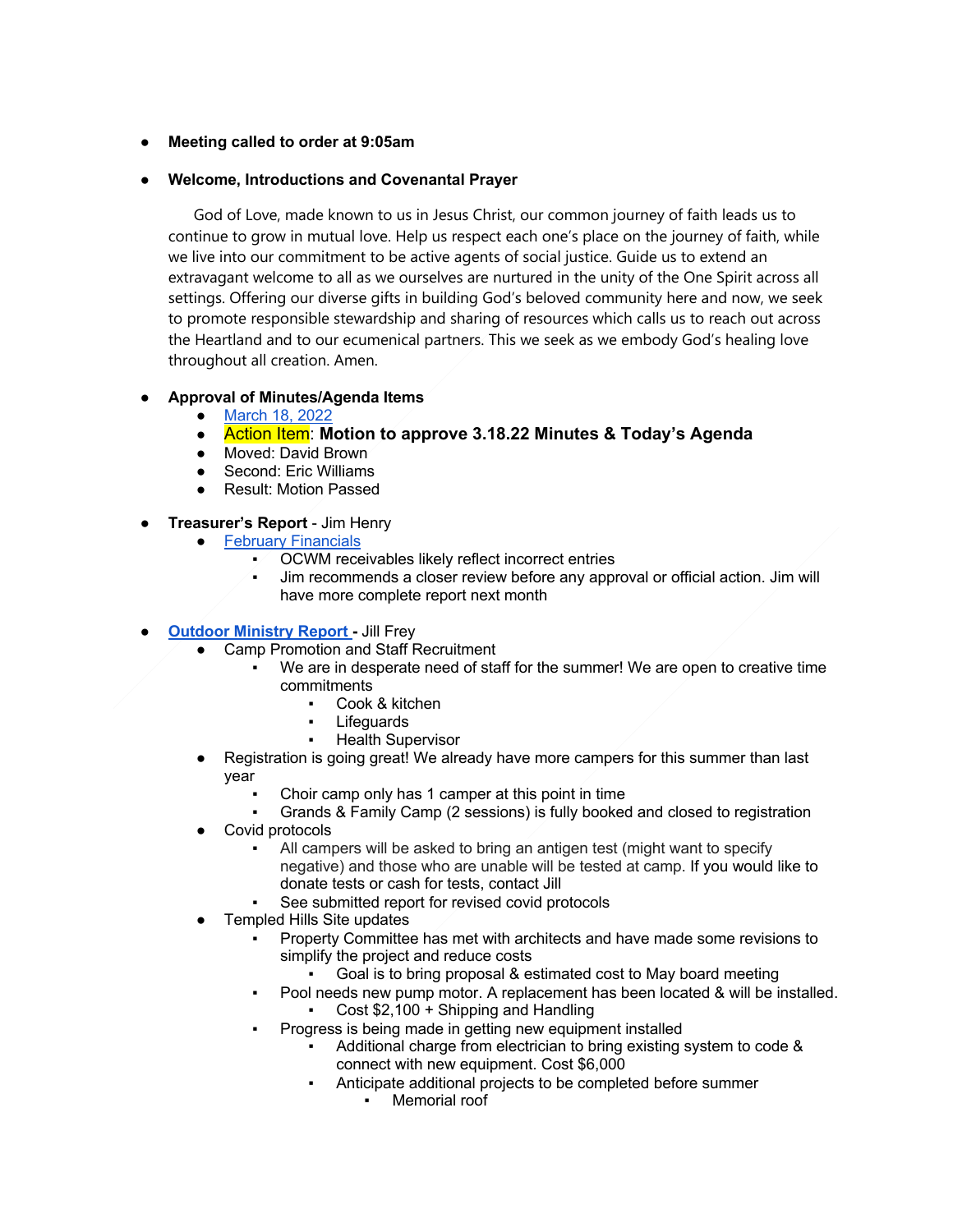- **Meeting called to order at 9:05am**

- **Welcome, Introductions and Covenantal Prayer**

  God of Love, made known to us in Jesus Christ, our common journey of faith leads us to continue to grow in mutual love. Help us respect each one's place on the journey of faith, while we live into our commitment to be active agents of social justice. Guide us to extend an extravagant welcome to all as we ourselves are nurtured in the unity of the One Spirit across all settings. Offering our diverse gifts in building God's beloved community here and now, we seek to promote responsible stewardship and sharing of resources which calls us to reach out across the Heartland and to our ecumenical partners. This we seek as we embody God's healing love throughout all creation. Amen.

- **Approval of Minutes/Agenda Items**
  - March 18, 2022
  - Action Item: **Motion to approve 3.18.22 Minutes & Today's Agenda**
  - Moved: David Brown
  - Second: Eric Williams
  - Result: Motion Passed

- **Treasurer's Report** - Jim Henry
  - February Financials
    - OCWM receivables likely reflect incorrect entries
    - Jim recommends a closer review before any approval or official action. Jim will have more complete report next month

- **Outdoor Ministry Report** - Jill Frey
  - Camp Promotion and Staff Recruitment
    - We are in desperate need of staff for the summer! We are open to creative time commitments
      - Cook & kitchen
      - Lifeguards
      - Health Supervisor
  - Registration is going great! We already have more campers for this summer than last year
    - Choir camp only has 1 camper at this point in time
    - Grands & Family Camp (2 sessions) is fully booked and closed to registration
  - Covid protocols
    - All campers will be asked to bring an antigen test (might want to specify negative) and those who are unable will be tested at camp. If you would like to donate tests or cash for tests, contact Jill
    - See submitted report for revised covid protocols
  - Templed Hills Site updates
    - Property Committee has met with architects and have made some revisions to simplify the project and reduce costs
      - Goal is to bring proposal & estimated cost to May board meeting
    - Pool needs new pump motor. A replacement has been located & will be installed.
      - Cost $2,100 + Shipping and Handling
    - Progress is being made in getting new equipment installed
      - Additional charge from electrician to bring existing system to code & connect with new equipment. Cost $6,000
      - Anticipate additional projects to be completed before summer
        - Memorial roof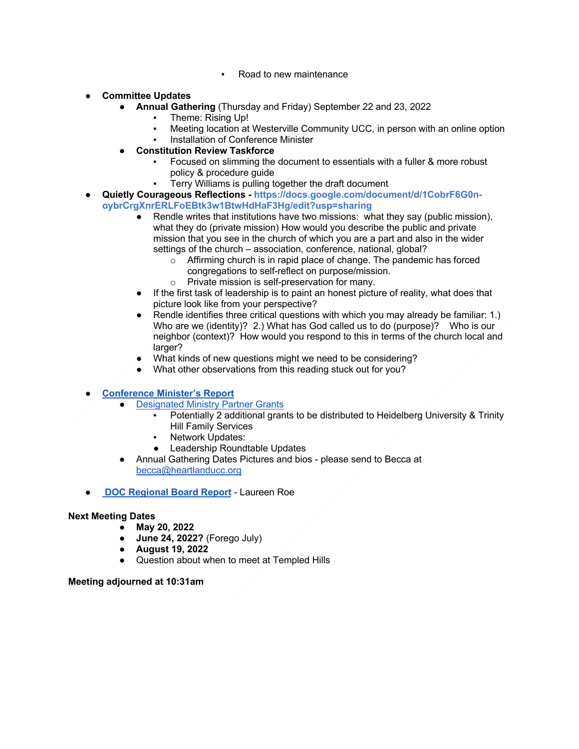- Road to new maintenance

- **Committee Updates**
    - **Annual Gathering** (Thursday and Friday) September 22 and 23, 2022
        - Theme: Rising Up!
        - Meeting location at Westerville Community UCC, in person with an online option
        - Installation of Conference Minister
    - **Constitution Review Taskforce**
        - Focused on slimming the document to essentials with a fuller & more robust policy & procedure guide
        - Terry Williams is pulling together the draft document
- **Quietly Courageous Reflections - https://docs.google.com/document/d/1CobrF6G0n-oybrCrgXnrERLFoEBtk3w1BtwHdHaF3Hg/edit?usp=sharing**
    - Rendle writes that institutions have two missions: what they say (public mission), what they do (private mission) How would you describe the public and private mission that you see in the church of which you are a part and also in the wider settings of the church – association, conference, national, global?
        - Affirming church is in rapid place of change. The pandemic has forced congregations to self-reflect on purpose/mission.
        - Private mission is self-preservation for many.
    - If the first task of leadership is to paint an honest picture of reality, what does that picture look like from your perspective?
    - Rendle identifies three critical questions with which you may already be familiar: 1.) Who are we (identity)? 2.) What has God called us to do (purpose)? Who is our neighbor (context)? How would you respond to this in terms of the church local and larger?
    - What kinds of new questions might we need to be considering?
    - What other observations from this reading stuck out for you?

- **Conference Minister's Report**
    - Designated Ministry Partner Grants
        - Potentially 2 additional grants to be distributed to Heidelberg University & Trinity Hill Family Services
        - Network Updates:
        - Leadership Roundtable Updates
    - Annual Gathering Dates Pictures and bios - please send to Becca at becca@heartlanducc.org

- **DOC Regional Board Report** - Laureen Roe

**Next Meeting Dates**

- **May 20, 2022**
- **June 24, 2022?** (Forego July)
- **August 19, 2022**
- Question about when to meet at Templed Hills

**Meeting adjourned at 10:31am**